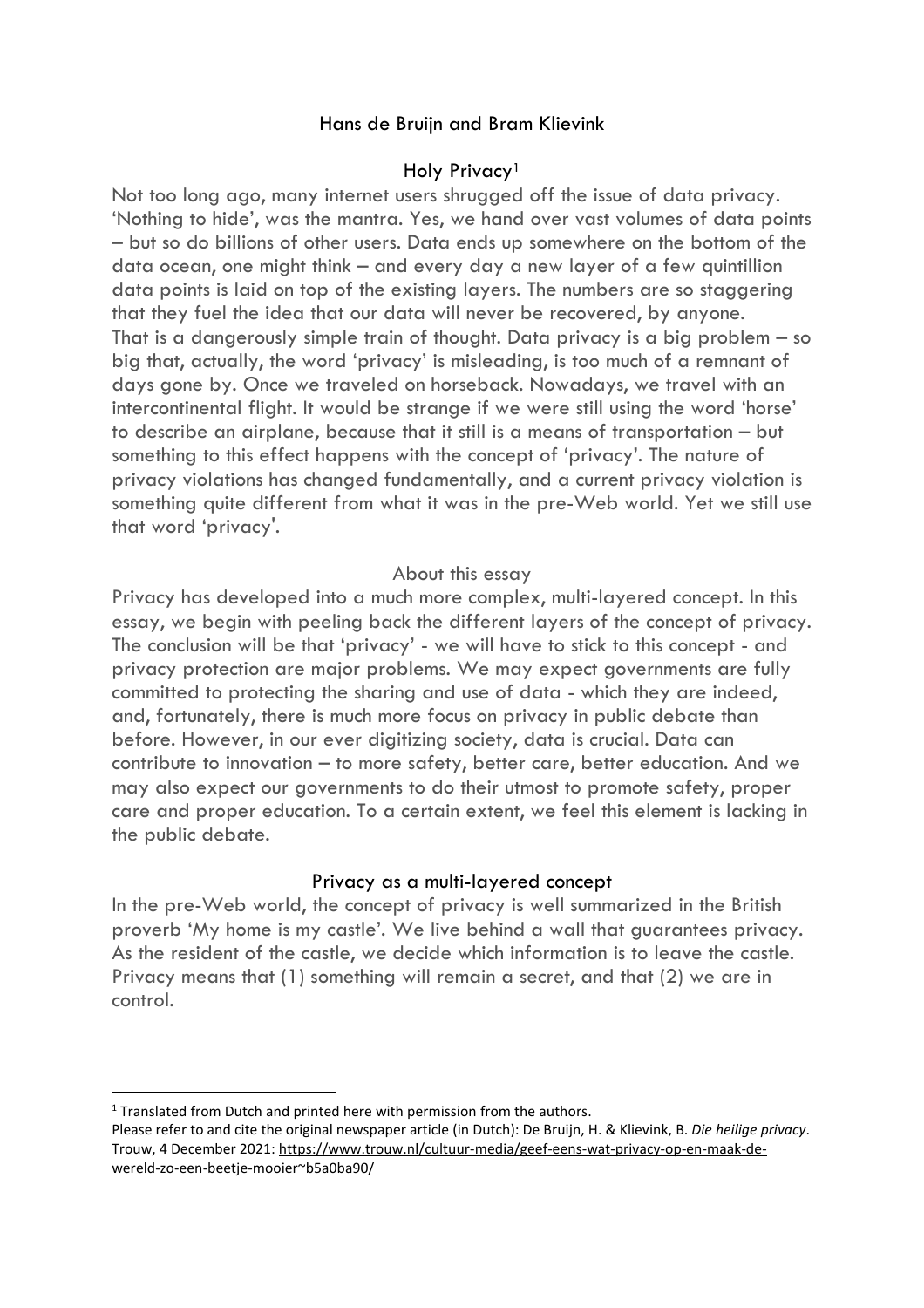Hans de Bruijn and Bram Klievink

# Holy Privacy[1]

Not too long ago, many internet users shrugged off the issue of data privacy. 'Nothing to hide', was the mantra. Yes, we hand over vast volumes of data points – but so do billions of other users. Data ends up somewhere on the bottom of the data ocean, one might think – and every day a new layer of a few quintillion data points is laid on top of the existing layers. The numbers are so staggering that they fuel the idea that our data will never be recovered, by anyone.

That is a dangerously simple train of thought. Data privacy is a big problem – so big that, actually, the word 'privacy' is misleading, is too much of a remnant of days gone by. Once we traveled on horseback. Nowadays, we travel with an intercontinental flight. It would be strange if we were still using the word 'horse' to describe an airplane, because that it still is a means of transportation – but something to this effect happens with the concept of 'privacy'. The nature of privacy violations has changed fundamentally, and a current privacy violation is something quite different from what it was in the pre-Web world. Yet we still use that word 'privacy'.

## About this essay

Privacy has developed into a much more complex, multi-layered concept. In this essay, we begin with peeling back the different layers of the concept of privacy. The conclusion will be that 'privacy' - we will have to stick to this concept - and privacy protection are major problems. We may expect governments are fully committed to protecting the sharing and use of data - which they are indeed, and, fortunately, there is much more focus on privacy in public debate than before. However, in our ever digitizing society, data is crucial. Data can contribute to innovation – to more safety, better care, better education. And we may also expect our governments to do their utmost to promote safety, proper care and proper education. To a certain extent, we feel this element is lacking in the public debate.

## Privacy as a multi-layered concept

In the pre-Web world, the concept of privacy is well summarized in the British proverb 'My home is my castle'. We live behind a wall that guarantees privacy. As the resident of the castle, we decide which information is to leave the castle. Privacy means that (1) something will remain a secret, and that (2) we are in control.

---

[1] Translated from Dutch and printed here with permission from the authors.
Please refer to and cite the original newspaper article (in Dutch): De Bruijn, H. & Klievink, B. *Die heilige privacy*. Trouw, 4 December 2021: https://www.trouw.nl/cultuur-media/geef-eens-wat-privacy-op-en-maak-de-wereld-zo-een-beetje-mooier~b5a0ba90/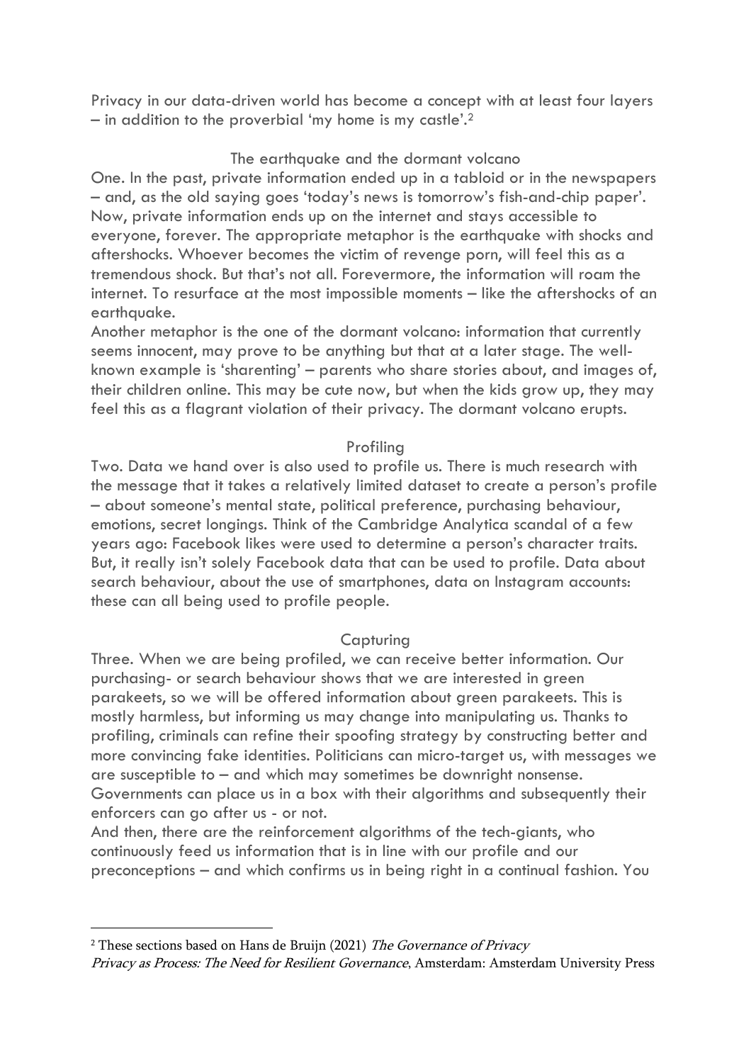Privacy in our data-driven world has become a concept with at least four layers – in addition to the proverbial 'my home is my castle'.[2]

### The earthquake and the dormant volcano

One. In the past, private information ended up in a tabloid or in the newspapers – and, as the old saying goes 'today's news is tomorrow's fish-and-chip paper'. Now, private information ends up on the internet and stays accessible to everyone, forever. The appropriate metaphor is the earthquake with shocks and aftershocks. Whoever becomes the victim of revenge porn, will feel this as a tremendous shock. But that's not all. Forevermore, the information will roam the internet. To resurface at the most impossible moments – like the aftershocks of an earthquake.

Another metaphor is the one of the dormant volcano: information that currently seems innocent, may prove to be anything but that at a later stage. The well-known example is 'sharenting' – parents who share stories about, and images of, their children online. This may be cute now, but when the kids grow up, they may feel this as a flagrant violation of their privacy. The dormant volcano erupts.

### Profiling

Two. Data we hand over is also used to profile us. There is much research with the message that it takes a relatively limited dataset to create a person's profile – about someone's mental state, political preference, purchasing behaviour, emotions, secret longings. Think of the Cambridge Analytica scandal of a few years ago: Facebook likes were used to determine a person's character traits. But, it really isn't solely Facebook data that can be used to profile. Data about search behaviour, about the use of smartphones, data on Instagram accounts: these can all being used to profile people.

### Capturing

Three. When we are being profiled, we can receive better information. Our purchasing- or search behaviour shows that we are interested in green parakeets, so we will be offered information about green parakeets. This is mostly harmless, but informing us may change into manipulating us. Thanks to profiling, criminals can refine their spoofing strategy by constructing better and more convincing fake identities. Politicians can micro-target us, with messages we are susceptible to – and which may sometimes be downright nonsense. Governments can place us in a box with their algorithms and subsequently their enforcers can go after us - or not.

And then, there are the reinforcement algorithms of the tech-giants, who continuously feed us information that is in line with our profile and our preconceptions – and which confirms us in being right in a continual fashion. You

---

[2] These sections based on Hans de Bruijn (2021) *The Governance of Privacy Privacy as Process: The Need for Resilient Governance*, Amsterdam: Amsterdam University Press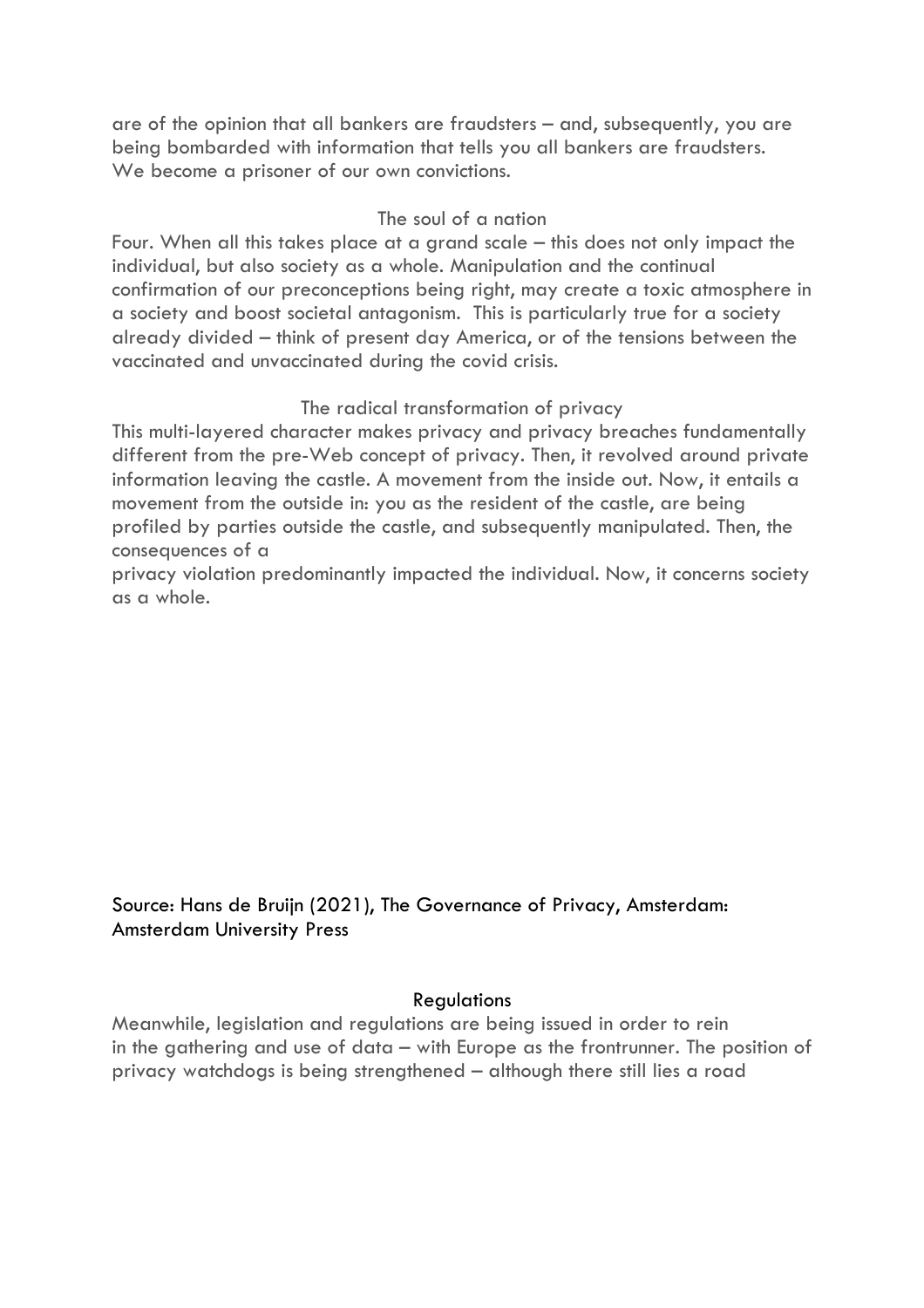are of the opinion that all bankers are fraudsters – and, subsequently, you are being bombarded with information that tells you all bankers are fraudsters. We become a prisoner of our own convictions.

### The soul of a nation

Four. When all this takes place at a grand scale – this does not only impact the individual, but also society as a whole. Manipulation and the continual confirmation of our preconceptions being right, may create a toxic atmosphere in a society and boost societal antagonism. This is particularly true for a society already divided – think of present day America, or of the tensions between the vaccinated and unvaccinated during the covid crisis.

### The radical transformation of privacy

This multi-layered character makes privacy and privacy breaches fundamentally different from the pre-Web concept of privacy. Then, it revolved around private information leaving the castle. A movement from the inside out. Now, it entails a movement from the outside in: you as the resident of the castle, are being profiled by parties outside the castle, and subsequently manipulated. Then, the consequences of a privacy violation predominantly impacted the individual. Now, it concerns society as a whole.

Source: Hans de Bruijn (2021), The Governance of Privacy, Amsterdam: Amsterdam University Press

### Regulations

Meanwhile, legislation and regulations are being issued in order to rein in the gathering and use of data – with Europe as the frontrunner. The position of privacy watchdogs is being strengthened – although there still lies a road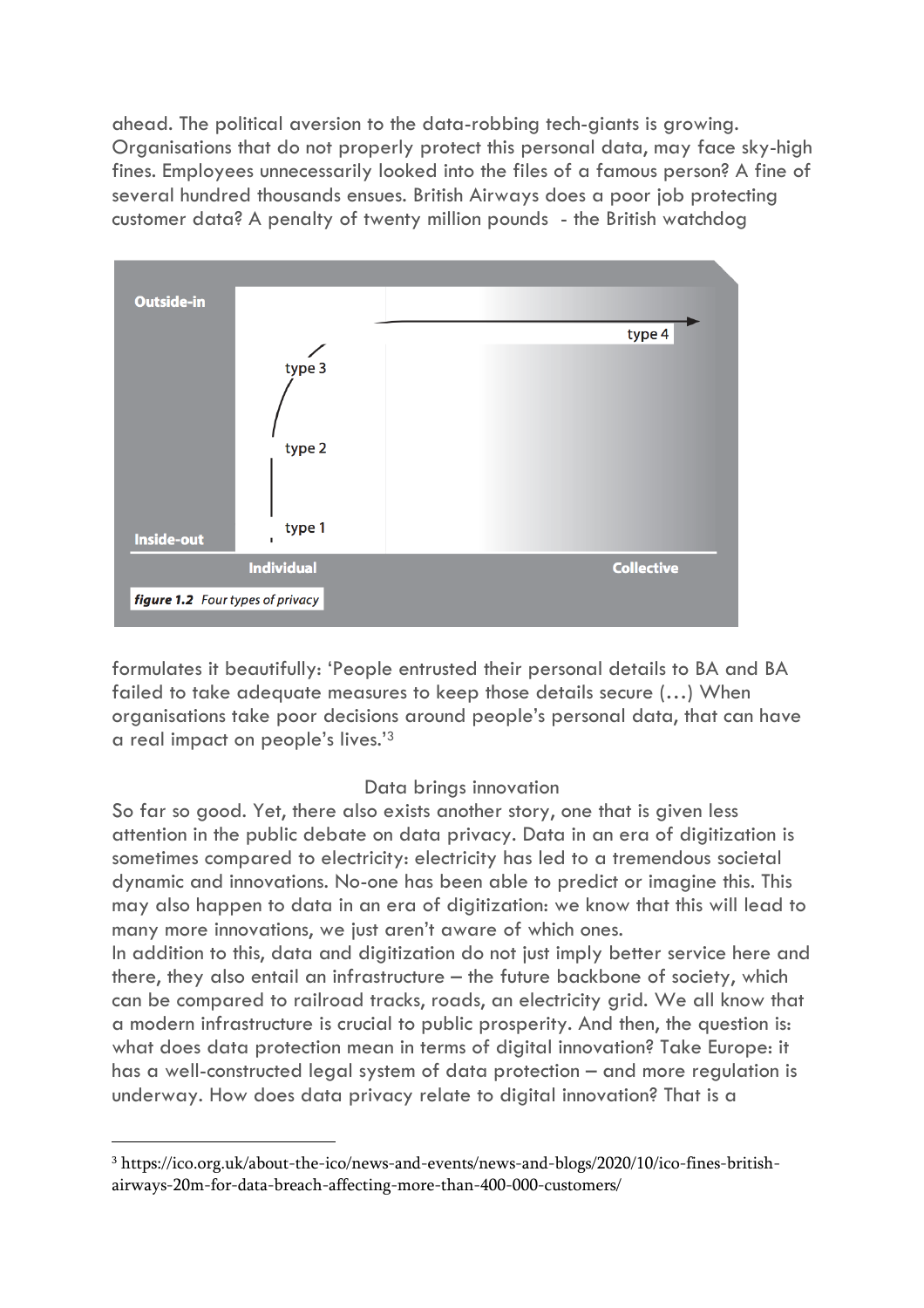ahead. The political aversion to the data-robbing tech-giants is growing. Organisations that do not properly protect this personal data, may face sky-high fines. Employees unnecessarily looked into the files of a famous person? A fine of several hundred thousands ensues. British Airways does a poor job protecting customer data? A penalty of twenty million pounds - the British watchdog

**figure 1.2** *Four types of privacy*

formulates it beautifully: 'People entrusted their personal details to BA and BA failed to take adequate measures to keep those details secure (…) When organisations take poor decisions around people's personal data, that can have a real impact on people's lives.'[3]

## Data brings innovation

So far so good. Yet, there also exists another story, one that is given less attention in the public debate on data privacy. Data in an era of digitization is sometimes compared to electricity: electricity has led to a tremendous societal dynamic and innovations. No-one has been able to predict or imagine this. This may also happen to data in an era of digitization: we know that this will lead to many more innovations, we just aren't aware of which ones.

In addition to this, data and digitization do not just imply better service here and there, they also entail an infrastructure – the future backbone of society, which can be compared to railroad tracks, roads, an electricity grid. We all know that a modern infrastructure is crucial to public prosperity. And then, the question is: what does data protection mean in terms of digital innovation? Take Europe: it has a well-constructed legal system of data protection – and more regulation is underway. How does data privacy relate to digital innovation? That is a

[3] https://ico.org.uk/about-the-ico/news-and-events/news-and-blogs/2020/10/ico-fines-british-airways-20m-for-data-breach-affecting-more-than-400-000-customers/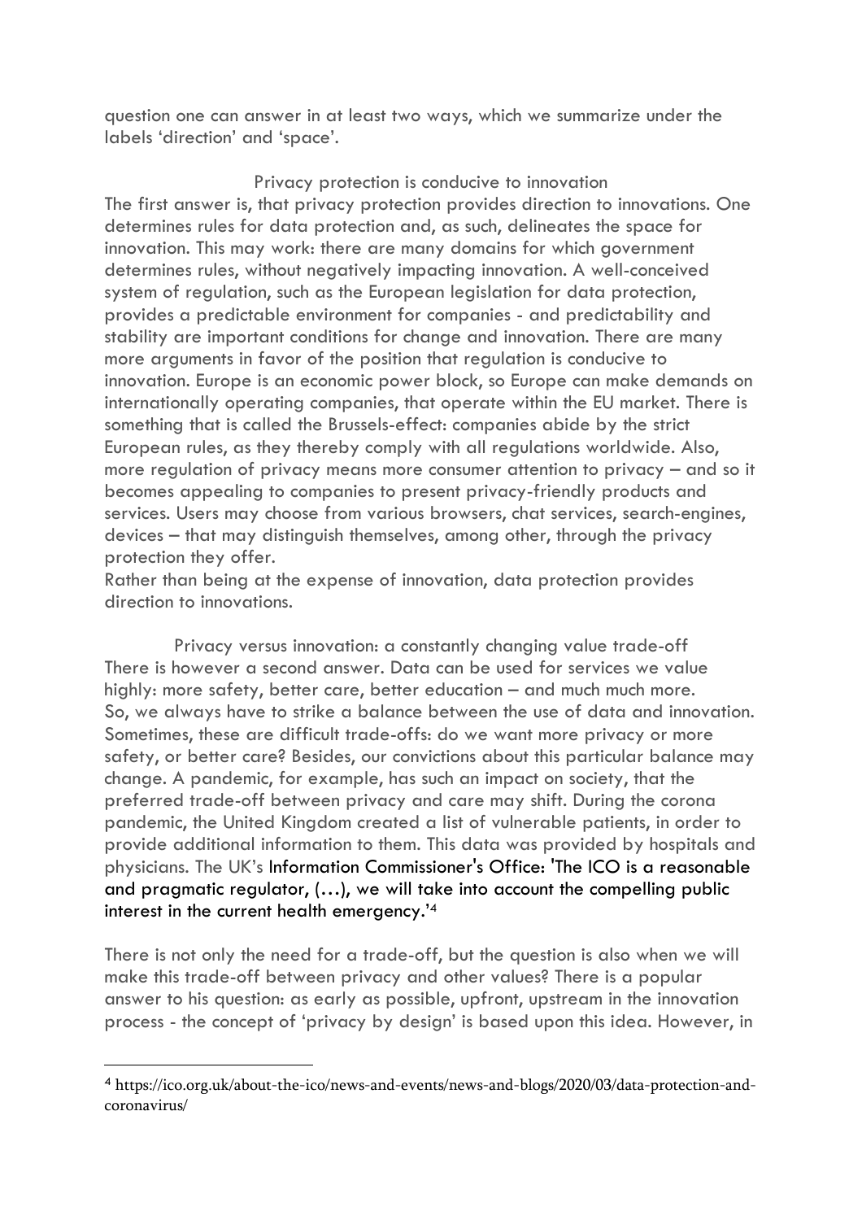question one can answer in at least two ways, which we summarize under the labels 'direction' and 'space'.

## Privacy protection is conducive to innovation

The first answer is, that privacy protection provides direction to innovations. One determines rules for data protection and, as such, delineates the space for innovation. This may work: there are many domains for which government determines rules, without negatively impacting innovation. A well-conceived system of regulation, such as the European legislation for data protection, provides a predictable environment for companies - and predictability and stability are important conditions for change and innovation. There are many more arguments in favor of the position that regulation is conducive to innovation. Europe is an economic power block, so Europe can make demands on internationally operating companies, that operate within the EU market. There is something that is called the Brussels-effect: companies abide by the strict European rules, as they thereby comply with all regulations worldwide. Also, more regulation of privacy means more consumer attention to privacy – and so it becomes appealing to companies to present privacy-friendly products and services. Users may choose from various browsers, chat services, search-engines, devices – that may distinguish themselves, among other, through the privacy protection they offer.
Rather than being at the expense of innovation, data protection provides direction to innovations.

## Privacy versus innovation: a constantly changing value trade-off

There is however a second answer. Data can be used for services we value highly: more safety, better care, better education – and much much more. So, we always have to strike a balance between the use of data and innovation. Sometimes, these are difficult trade-offs: do we want more privacy or more safety, or better care? Besides, our convictions about this particular balance may change. A pandemic, for example, has such an impact on society, that the preferred trade-off between privacy and care may shift. During the corona pandemic, the United Kingdom created a list of vulnerable patients, in order to provide additional information to them. This data was provided by hospitals and physicians. The UK's Information Commissioner's Office: 'The ICO is a reasonable and pragmatic regulator, (…), we will take into account the compelling public interest in the current health emergency.'[4]

There is not only the need for a trade-off, but the question is also when we will make this trade-off between privacy and other values? There is a popular answer to his question: as early as possible, upfront, upstream in the innovation process - the concept of 'privacy by design' is based upon this idea. However, in

[4] https://ico.org.uk/about-the-ico/news-and-events/news-and-blogs/2020/03/data-protection-and-coronavirus/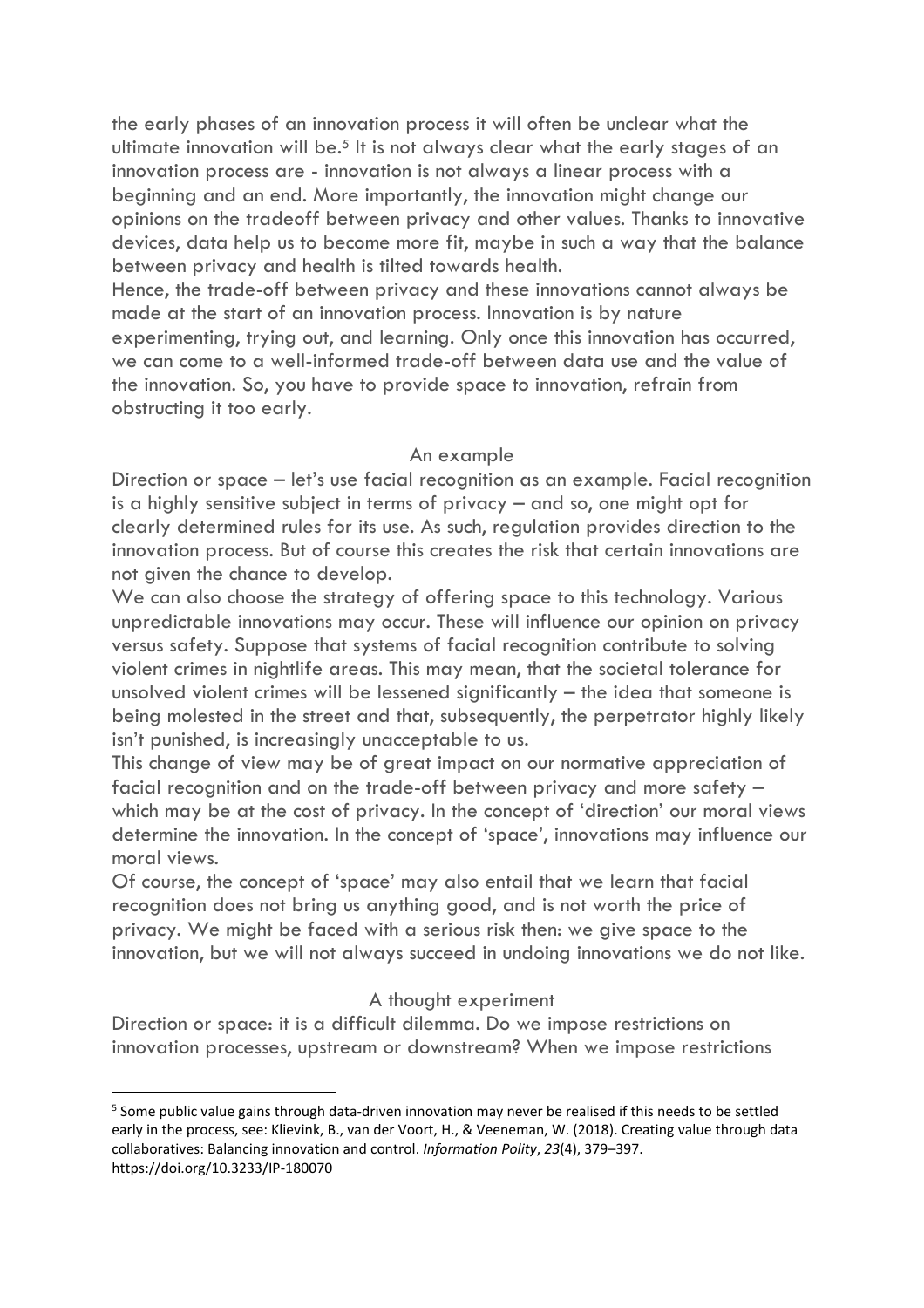the early phases of an innovation process it will often be unclear what the ultimate innovation will be.[5] It is not always clear what the early stages of an innovation process are - innovation is not always a linear process with a beginning and an end. More importantly, the innovation might change our opinions on the tradeoff between privacy and other values. Thanks to innovative devices, data help us to become more fit, maybe in such a way that the balance between privacy and health is tilted towards health.

Hence, the trade-off between privacy and these innovations cannot always be made at the start of an innovation process. Innovation is by nature experimenting, trying out, and learning. Only once this innovation has occurred, we can come to a well-informed trade-off between data use and the value of the innovation. So, you have to provide space to innovation, refrain from obstructing it too early.

### An example

Direction or space – let's use facial recognition as an example. Facial recognition is a highly sensitive subject in terms of privacy – and so, one might opt for clearly determined rules for its use. As such, regulation provides direction to the innovation process. But of course this creates the risk that certain innovations are not given the chance to develop.

We can also choose the strategy of offering space to this technology. Various unpredictable innovations may occur. These will influence our opinion on privacy versus safety. Suppose that systems of facial recognition contribute to solving violent crimes in nightlife areas. This may mean, that the societal tolerance for unsolved violent crimes will be lessened significantly – the idea that someone is being molested in the street and that, subsequently, the perpetrator highly likely isn't punished, is increasingly unacceptable to us.

This change of view may be of great impact on our normative appreciation of facial recognition and on the trade-off between privacy and more safety – which may be at the cost of privacy. In the concept of 'direction' our moral views determine the innovation. In the concept of 'space', innovations may influence our moral views.

Of course, the concept of 'space' may also entail that we learn that facial recognition does not bring us anything good, and is not worth the price of privacy. We might be faced with a serious risk then: we give space to the innovation, but we will not always succeed in undoing innovations we do not like.

### A thought experiment

Direction or space: it is a difficult dilemma. Do we impose restrictions on innovation processes, upstream or downstream? When we impose restrictions

---

[5] Some public value gains through data-driven innovation may never be realised if this needs to be settled early in the process, see: Klievink, B., van der Voort, H., & Veeneman, W. (2018). Creating value through data collaboratives: Balancing innovation and control. *Information Polity*, *23*(4), 379–397. https://doi.org/10.3233/IP-180070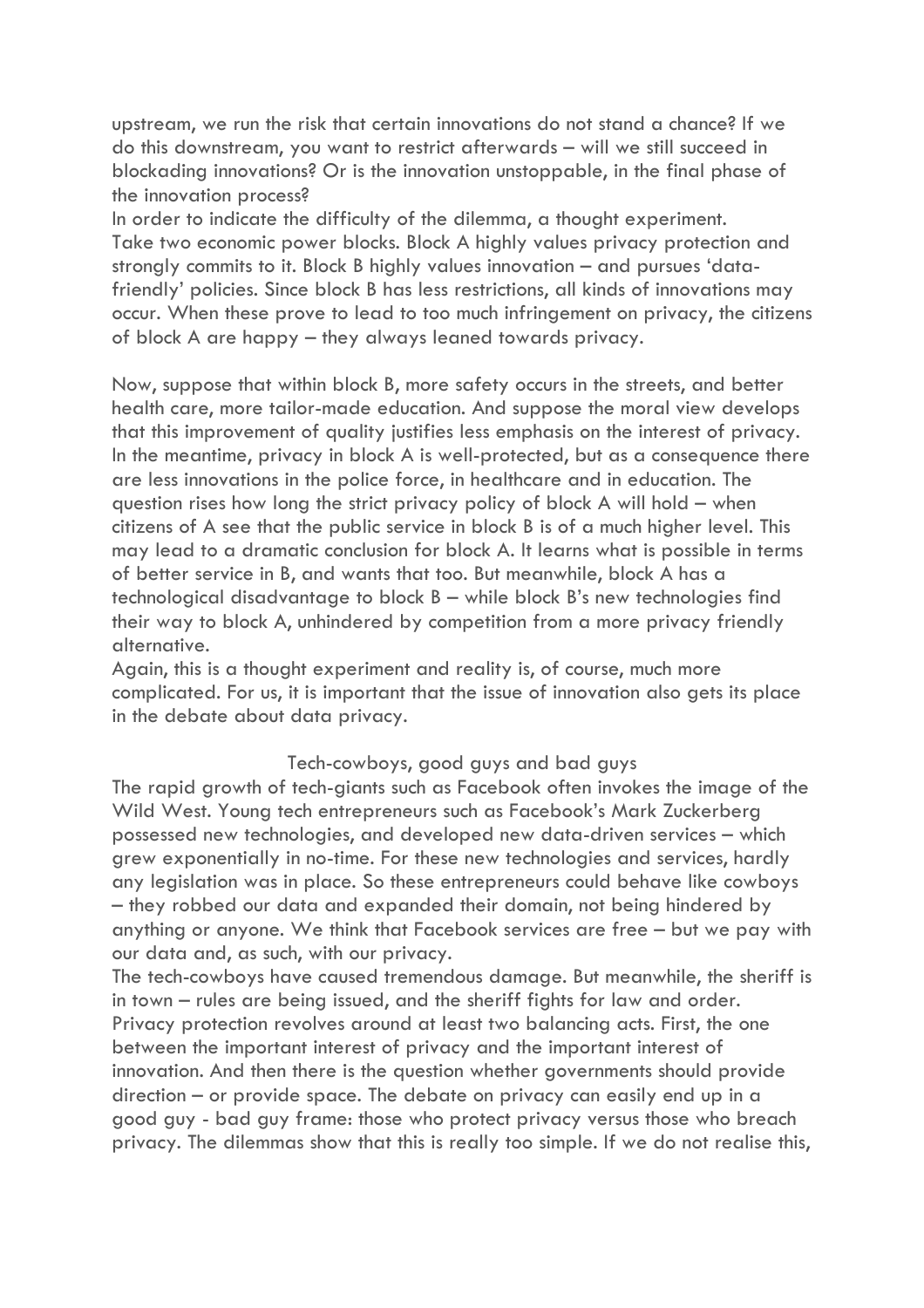upstream, we run the risk that certain innovations do not stand a chance? If we do this downstream, you want to restrict afterwards – will we still succeed in blockading innovations? Or is the innovation unstoppable, in the final phase of the innovation process?

In order to indicate the difficulty of the dilemma, a thought experiment. Take two economic power blocks. Block A highly values privacy protection and strongly commits to it. Block B highly values innovation – and pursues 'data-friendly' policies. Since block B has less restrictions, all kinds of innovations may occur. When these prove to lead to too much infringement on privacy, the citizens of block A are happy – they always leaned towards privacy.

Now, suppose that within block B, more safety occurs in the streets, and better health care, more tailor-made education. And suppose the moral view develops that this improvement of quality justifies less emphasis on the interest of privacy. In the meantime, privacy in block A is well-protected, but as a consequence there are less innovations in the police force, in healthcare and in education. The question rises how long the strict privacy policy of block A will hold – when citizens of A see that the public service in block B is of a much higher level. This may lead to a dramatic conclusion for block A. It learns what is possible in terms of better service in B, and wants that too. But meanwhile, block A has a technological disadvantage to block B – while block B's new technologies find their way to block A, unhindered by competition from a more privacy friendly alternative.

Again, this is a thought experiment and reality is, of course, much more complicated. For us, it is important that the issue of innovation also gets its place in the debate about data privacy.

## Tech-cowboys, good guys and bad guys

The rapid growth of tech-giants such as Facebook often invokes the image of the Wild West. Young tech entrepreneurs such as Facebook's Mark Zuckerberg possessed new technologies, and developed new data-driven services – which grew exponentially in no-time. For these new technologies and services, hardly any legislation was in place. So these entrepreneurs could behave like cowboys – they robbed our data and expanded their domain, not being hindered by anything or anyone. We think that Facebook services are free – but we pay with our data and, as such, with our privacy.

The tech-cowboys have caused tremendous damage. But meanwhile, the sheriff is in town – rules are being issued, and the sheriff fights for law and order. Privacy protection revolves around at least two balancing acts. First, the one between the important interest of privacy and the important interest of innovation. And then there is the question whether governments should provide direction – or provide space. The debate on privacy can easily end up in a good guy - bad guy frame: those who protect privacy versus those who breach privacy. The dilemmas show that this is really too simple. If we do not realise this,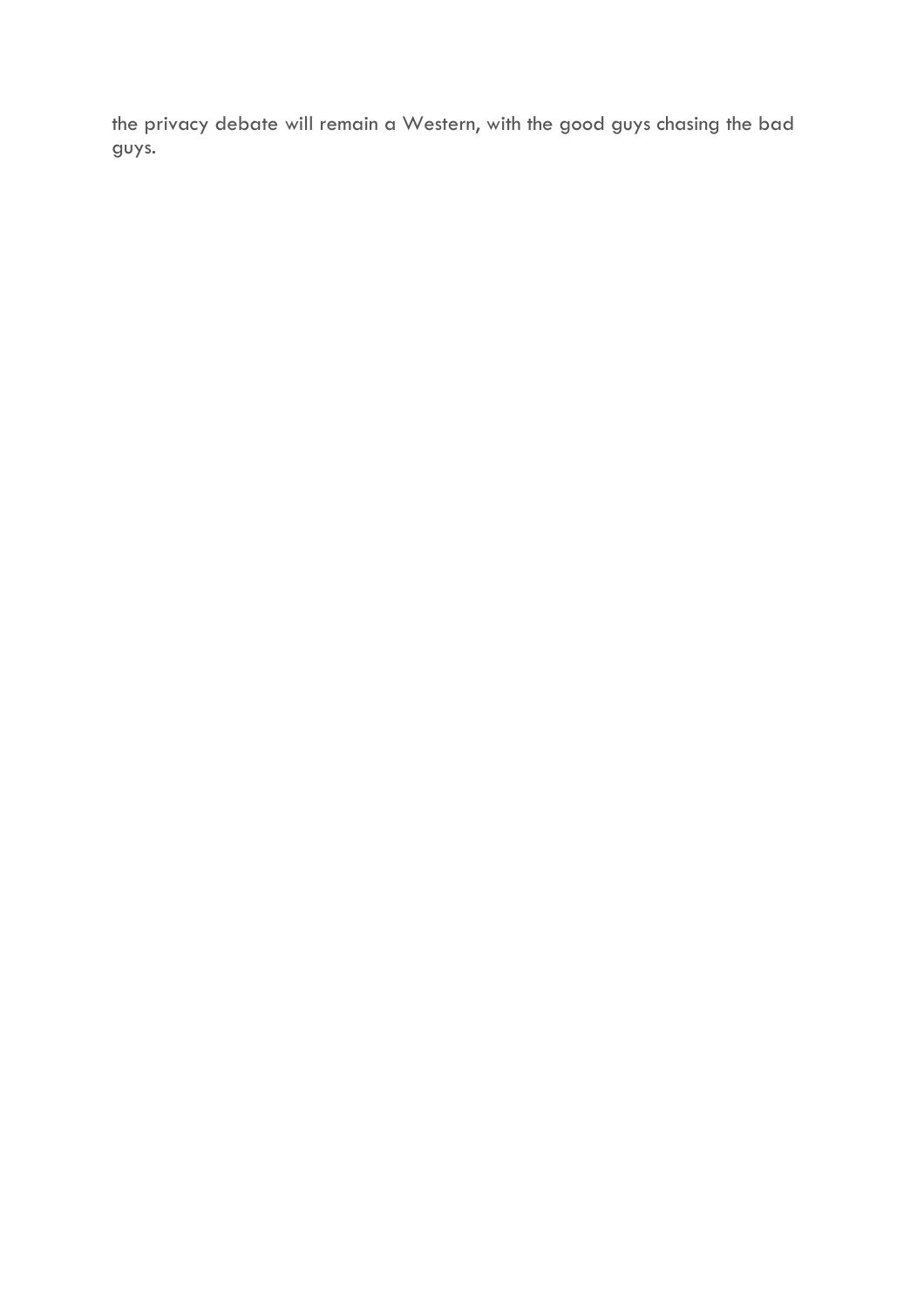the privacy debate will remain a Western, with the good guys chasing the bad guys.